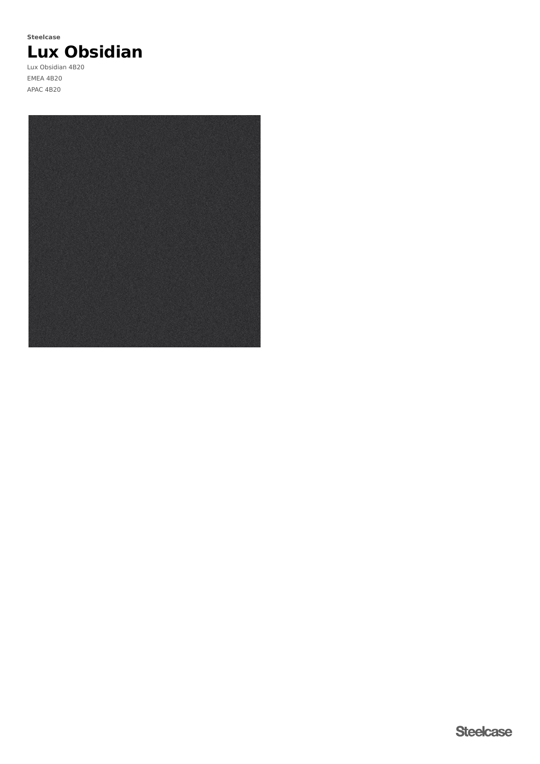**Steelcase**

# Lux Obsidian

Lux Obsidian 4B20

EMEA 4B20

APAC 4B20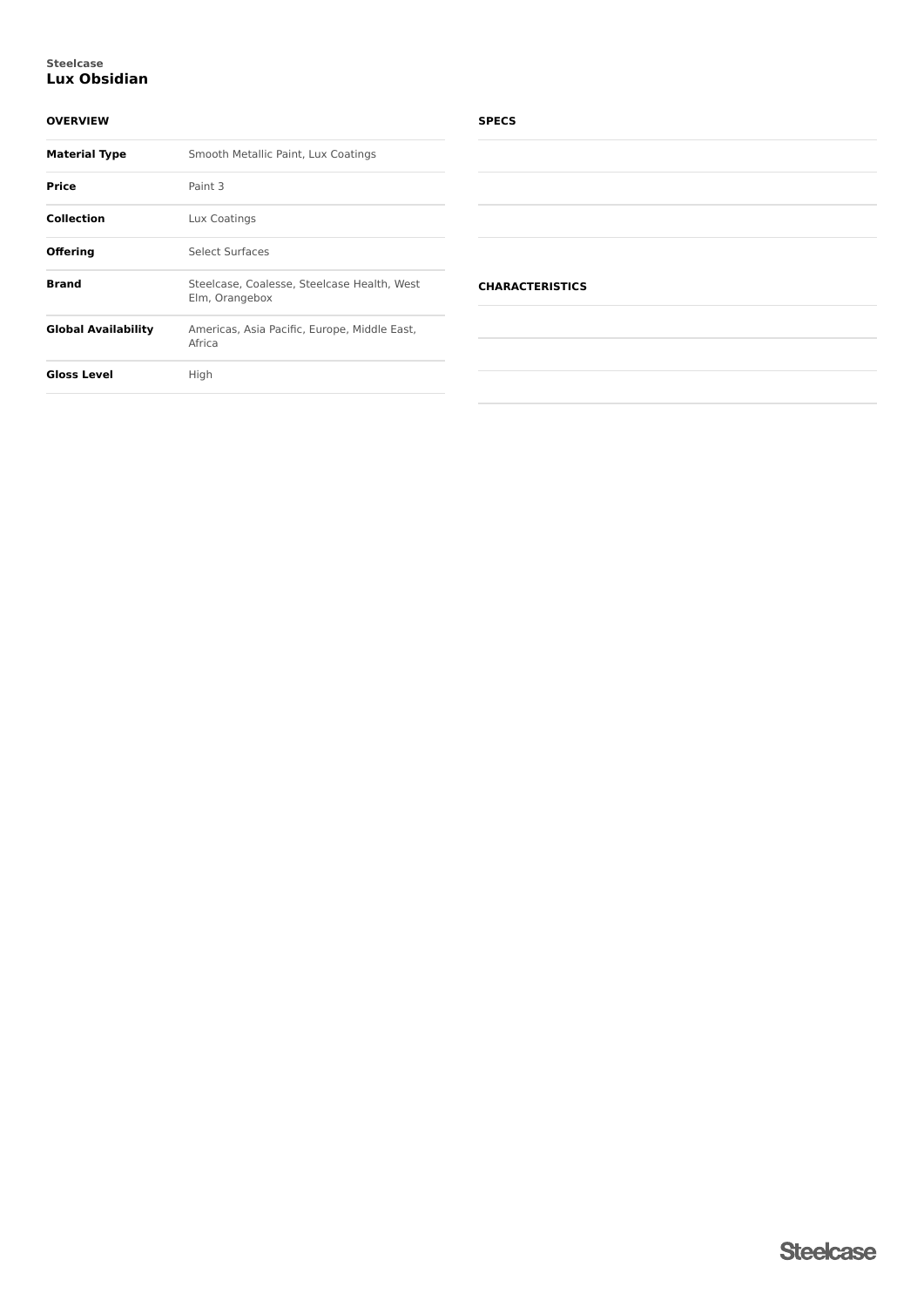Steelcase

# Lux Obsidian

## OVERVIEW

| | |
|---|---|
| **Material Type** | Smooth Metallic Paint, Lux Coatings |
| **Price** | Paint 3 |
| **Collection** | Lux Coatings |
| **Offering** | Select Surfaces |
| **Brand** | Steelcase, Coalesse, Steelcase Health, West Elm, Orangebox |
| **Global Availability** | Americas, Asia Pacific, Europe, Middle East, Africa |
| **Gloss Level** | High |

## SPECS

## CHARACTERISTICS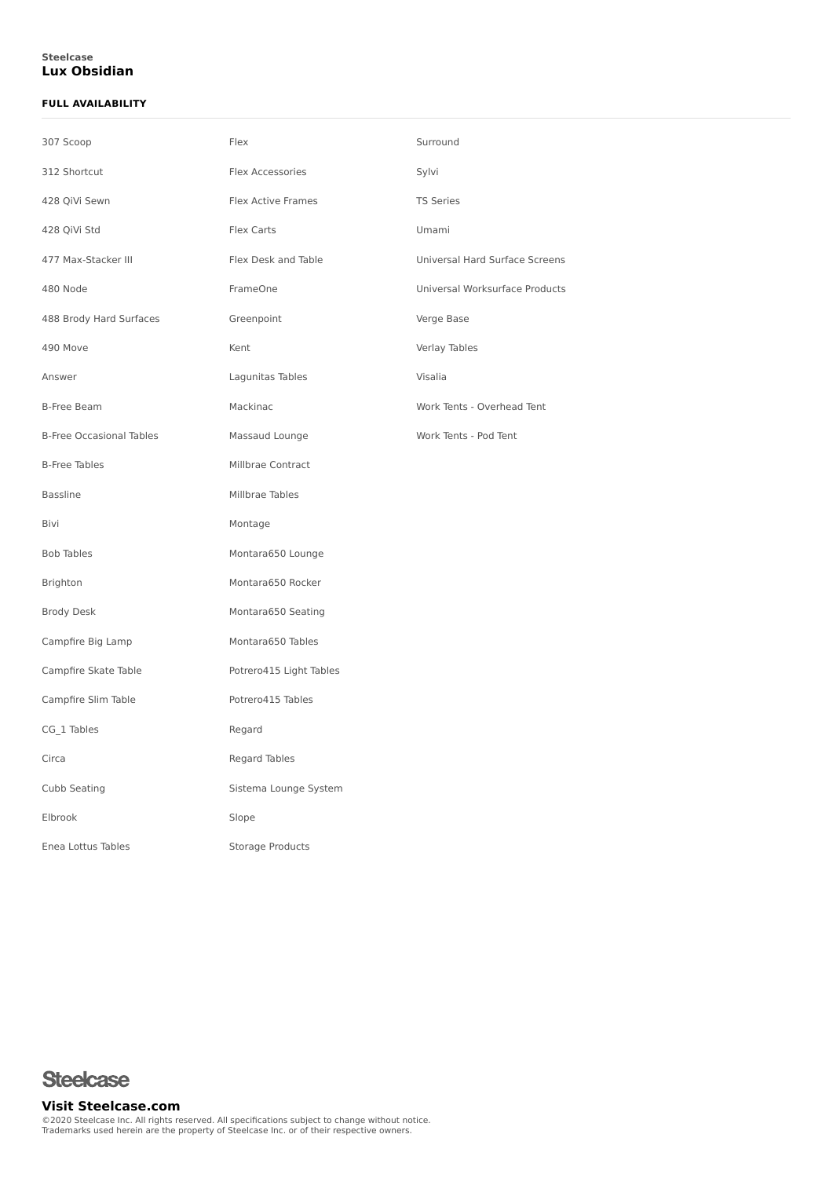Steelcase

# Lux Obsidian

## FULL AVAILABILITY

- 307 Scoop
- 312 Shortcut
- 428 QiVi Sewn
- 428 QiVi Std
- 477 Max-Stacker III
- 480 Node
- 488 Brody Hard Surfaces
- 490 Move
- Answer
- B-Free Beam
- B-Free Occasional Tables
- B-Free Tables
- Bassline
- Bivi
- Bob Tables
- Brighton
- Brody Desk
- Campfire Big Lamp
- Campfire Skate Table
- Campfire Slim Table
- CG_1 Tables
- Circa
- Cubb Seating
- Elbrook
- Enea Lottus Tables
- Flex
- Flex Accessories
- Flex Active Frames
- Flex Carts
- Flex Desk and Table
- FrameOne
- Greenpoint
- Kent
- Lagunitas Tables
- Mackinac
- Massaud Lounge
- Millbrae Contract
- Millbrae Tables
- Montage
- Montara650 Lounge
- Montara650 Rocker
- Montara650 Seating
- Montara650 Tables
- Potrero415 Light Tables
- Potrero415 Tables
- Regard
- Regard Tables
- Sistema Lounge System
- Slope
- Storage Products
- Surround
- Sylvi
- TS Series
- Umami
- Universal Hard Surface Screens
- Universal Worksurface Products
- Verge Base
- Verlay Tables
- Visalia
- Work Tents - Overhead Tent
- Work Tents - Pod Tent

Steelcase

**Visit Steelcase.com**

©2020 Steelcase Inc. All rights reserved. All specifications subject to change without notice.
Trademarks used herein are the property of Steelcase Inc. or of their respective owners.